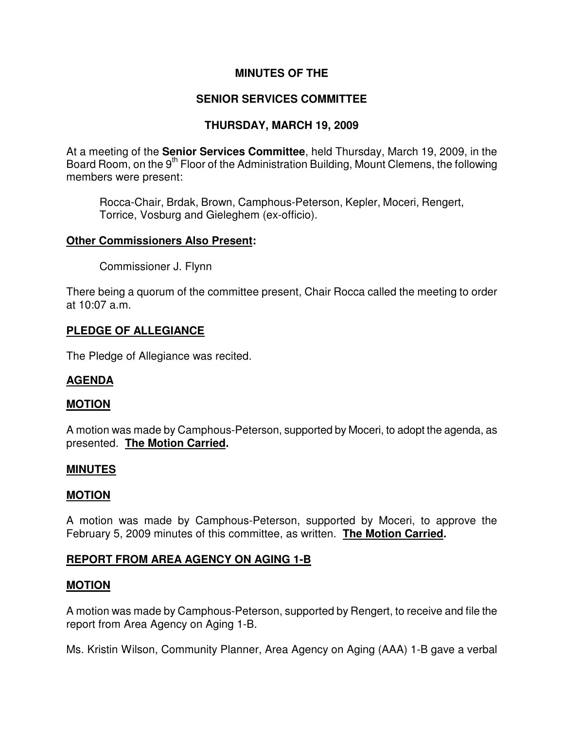**MINUTES OF THE**

**SENIOR SERVICES COMMITTEE**

**THURSDAY, MARCH 19, 2009**

At a meeting of the **Senior Services Committee**, held Thursday, March 19, 2009, in the Board Room, on the 9th Floor of the Administration Building, Mount Clemens, the following members were present:

Rocca-Chair, Brdak, Brown, Camphous-Peterson, Kepler, Moceri, Rengert, Torrice, Vosburg and Gieleghem (ex-officio).

**Other Commissioners Also Present:**

Commissioner J. Flynn

There being a quorum of the committee present, Chair Rocca called the meeting to order at 10:07 a.m.

**PLEDGE OF ALLEGIANCE**

The Pledge of Allegiance was recited.

**AGENDA**

**MOTION**

A motion was made by Camphous-Peterson, supported by Moceri, to adopt the agenda, as presented. **The Motion Carried.**

**MINUTES**

**MOTION**

A motion was made by Camphous-Peterson, supported by Moceri, to approve the February 5, 2009 minutes of this committee, as written. **The Motion Carried.**

**REPORT FROM AREA AGENCY ON AGING 1-B**

**MOTION**

A motion was made by Camphous-Peterson, supported by Rengert, to receive and file the report from Area Agency on Aging 1-B.

Ms. Kristin Wilson, Community Planner, Area Agency on Aging (AAA) 1-B gave a verbal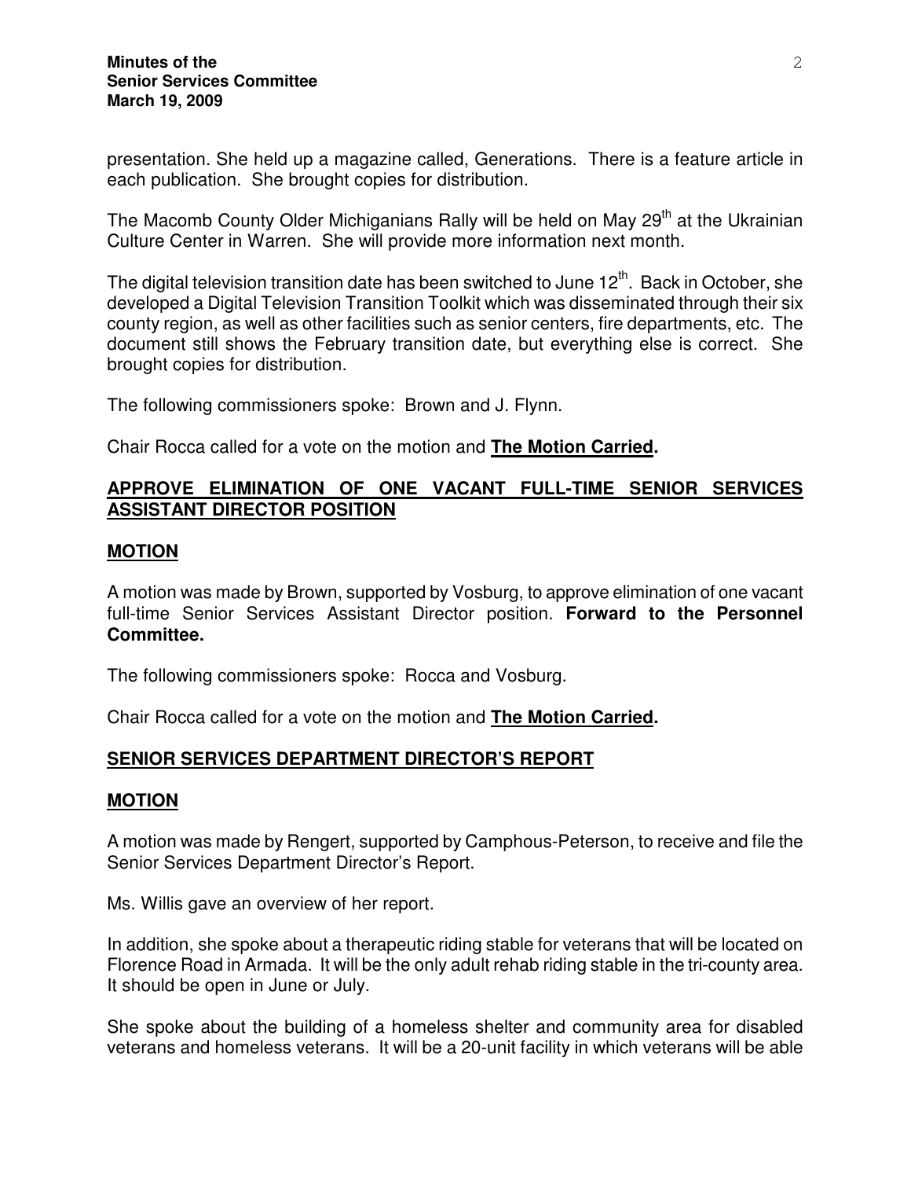presentation. She held up a magazine called, Generations. There is a feature article in each publication. She brought copies for distribution.

The Macomb County Older Michiganians Rally will be held on May 29th at the Ukrainian Culture Center in Warren. She will provide more information next month.

The digital television transition date has been switched to June 12th. Back in October, she developed a Digital Television Transition Toolkit which was disseminated through their six county region, as well as other facilities such as senior centers, fire departments, etc. The document still shows the February transition date, but everything else is correct. She brought copies for distribution.

The following commissioners spoke: Brown and J. Flynn.

Chair Rocca called for a vote on the motion and **The Motion Carried.**

## APPROVE ELIMINATION OF ONE VACANT FULL-TIME SENIOR SERVICES ASSISTANT DIRECTOR POSITION

### MOTION

A motion was made by Brown, supported by Vosburg, to approve elimination of one vacant full-time Senior Services Assistant Director position. **Forward to the Personnel Committee.**

The following commissioners spoke: Rocca and Vosburg.

Chair Rocca called for a vote on the motion and **The Motion Carried.**

## SENIOR SERVICES DEPARTMENT DIRECTOR'S REPORT

### MOTION

A motion was made by Rengert, supported by Camphous-Peterson, to receive and file the Senior Services Department Director's Report.

Ms. Willis gave an overview of her report.

In addition, she spoke about a therapeutic riding stable for veterans that will be located on Florence Road in Armada. It will be the only adult rehab riding stable in the tri-county area. It should be open in June or July.

She spoke about the building of a homeless shelter and community area for disabled veterans and homeless veterans. It will be a 20-unit facility in which veterans will be able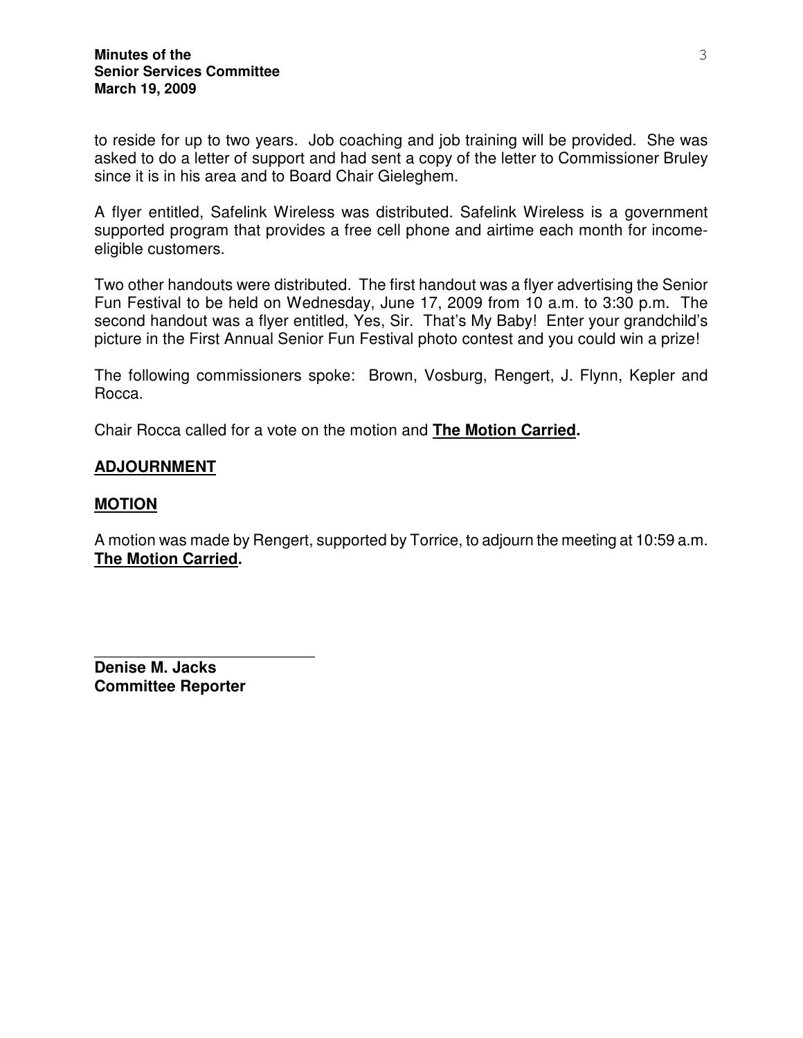to reside for up to two years. Job coaching and job training will be provided. She was asked to do a letter of support and had sent a copy of the letter to Commissioner Bruley since it is in his area and to Board Chair Gieleghem.

A flyer entitled, Safelink Wireless was distributed. Safelink Wireless is a government supported program that provides a free cell phone and airtime each month for income-eligible customers.

Two other handouts were distributed. The first handout was a flyer advertising the Senior Fun Festival to be held on Wednesday, June 17, 2009 from 10 a.m. to 3:30 p.m. The second handout was a flyer entitled, Yes, Sir. That's My Baby! Enter your grandchild's picture in the First Annual Senior Fun Festival photo contest and you could win a prize!

The following commissioners spoke: Brown, Vosburg, Rengert, J. Flynn, Kepler and Rocca.

Chair Rocca called for a vote on the motion and **The Motion Carried.**

## ADJOURNMENT

## MOTION

A motion was made by Rengert, supported by Torrice, to adjourn the meeting at 10:59 a.m. **The Motion Carried.**

______________________________

**Denise M. Jacks**
**Committee Reporter**